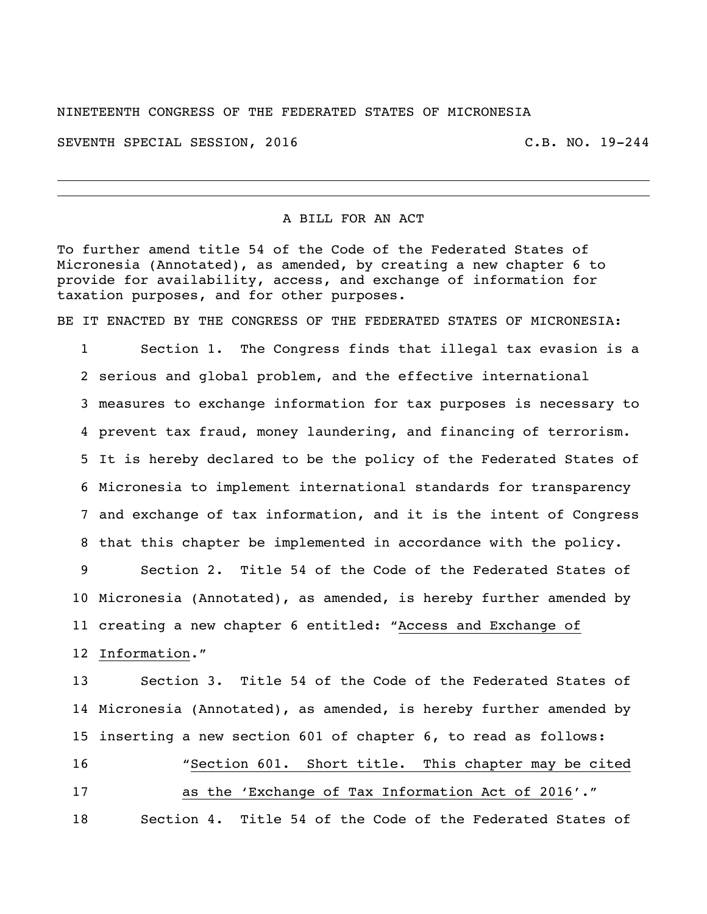NINETEENTH CONGRESS OF THE FEDERATED STATES OF MICRONESIA

SEVENTH SPECIAL SESSION, 2016 C.B. NO. 19-244

# A BILL FOR AN ACT

To further amend title 54 of the Code of the Federated States of Micronesia (Annotated), as amended, by creating a new chapter 6 to provide for availability, access, and exchange of information for taxation purposes, and for other purposes.

BE IT ENACTED BY THE CONGRESS OF THE FEDERATED STATES OF MICRONESIA:

1 Section 1. The Congress finds that illegal tax evasion is a
2 serious and global problem, and the effective international
3 measures to exchange information for tax purposes is necessary to
4 prevent tax fraud, money laundering, and financing of terrorism.
5 It is hereby declared to be the policy of the Federated States of
6 Micronesia to implement international standards for transparency
7 and exchange of tax information, and it is the intent of Congress
8 that this chapter be implemented in accordance with the policy.

9 Section 2. Title 54 of the Code of the Federated States of
10 Micronesia (Annotated), as amended, is hereby further amended by
11 creating a new chapter 6 entitled: "Access and Exchange of
12 Information."

13 Section 3. Title 54 of the Code of the Federated States of
14 Micronesia (Annotated), as amended, is hereby further amended by
15 inserting a new section 601 of chapter 6, to read as follows:

16 "Section 601. Short title. This chapter may be cited
17 as the 'Exchange of Tax Information Act of 2016'."

18 Section 4. Title 54 of the Code of the Federated States of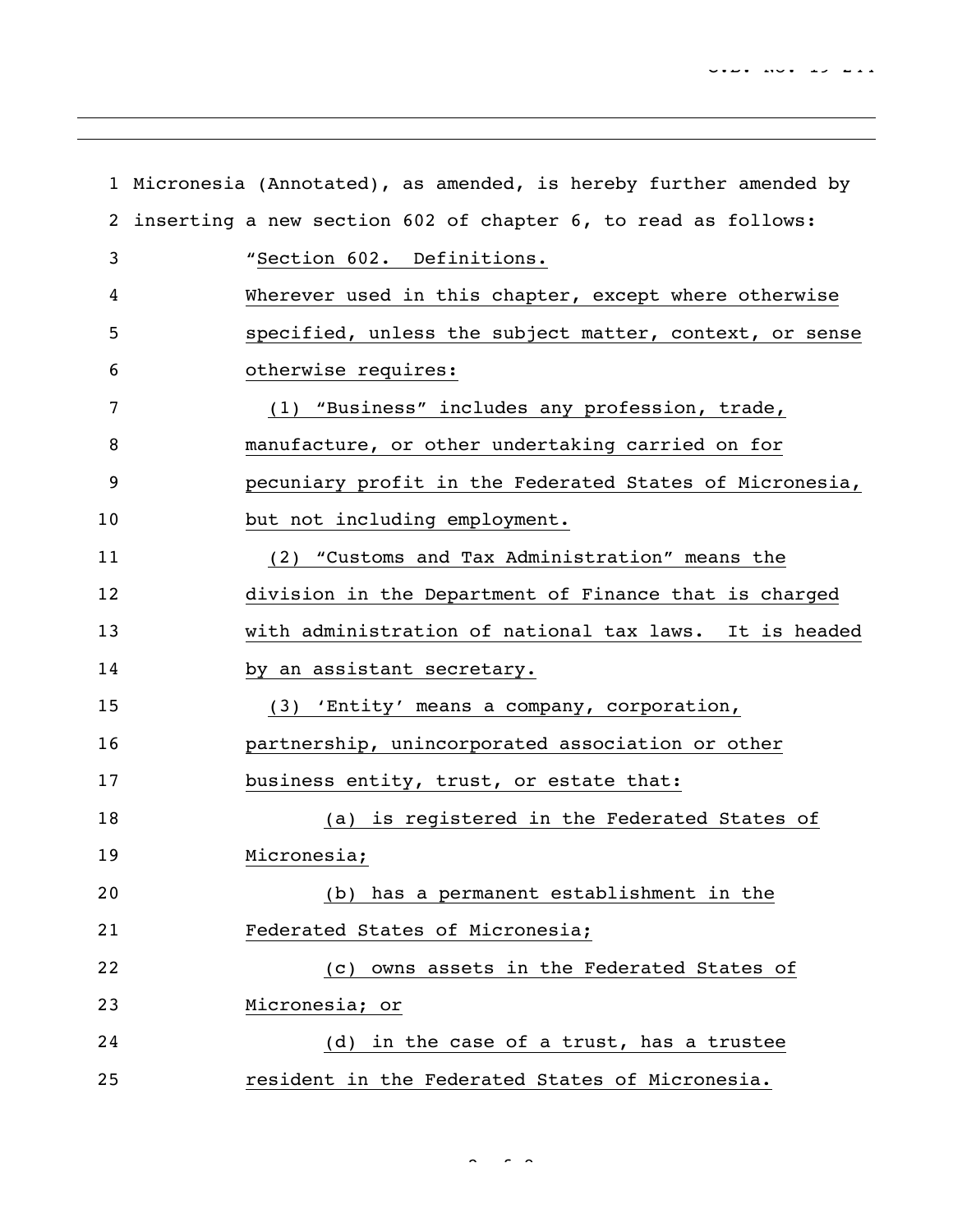Micronesia (Annotated), as amended, is hereby further amended by inserting a new section 602 of chapter 6, to read as follows:

"Section 602. Definitions.

Wherever used in this chapter, except where otherwise specified, unless the subject matter, context, or sense otherwise requires:

(1) "Business" includes any profession, trade, manufacture, or other undertaking carried on for pecuniary profit in the Federated States of Micronesia, but not including employment.

(2) "Customs and Tax Administration" means the division in the Department of Finance that is charged with administration of national tax laws. It is headed by an assistant secretary.

(3) 'Entity' means a company, corporation, partnership, unincorporated association or other business entity, trust, or estate that:

(a) is registered in the Federated States of Micronesia;

(b) has a permanent establishment in the Federated States of Micronesia;

(c) owns assets in the Federated States of Micronesia; or

(d) in the case of a trust, has a trustee resident in the Federated States of Micronesia.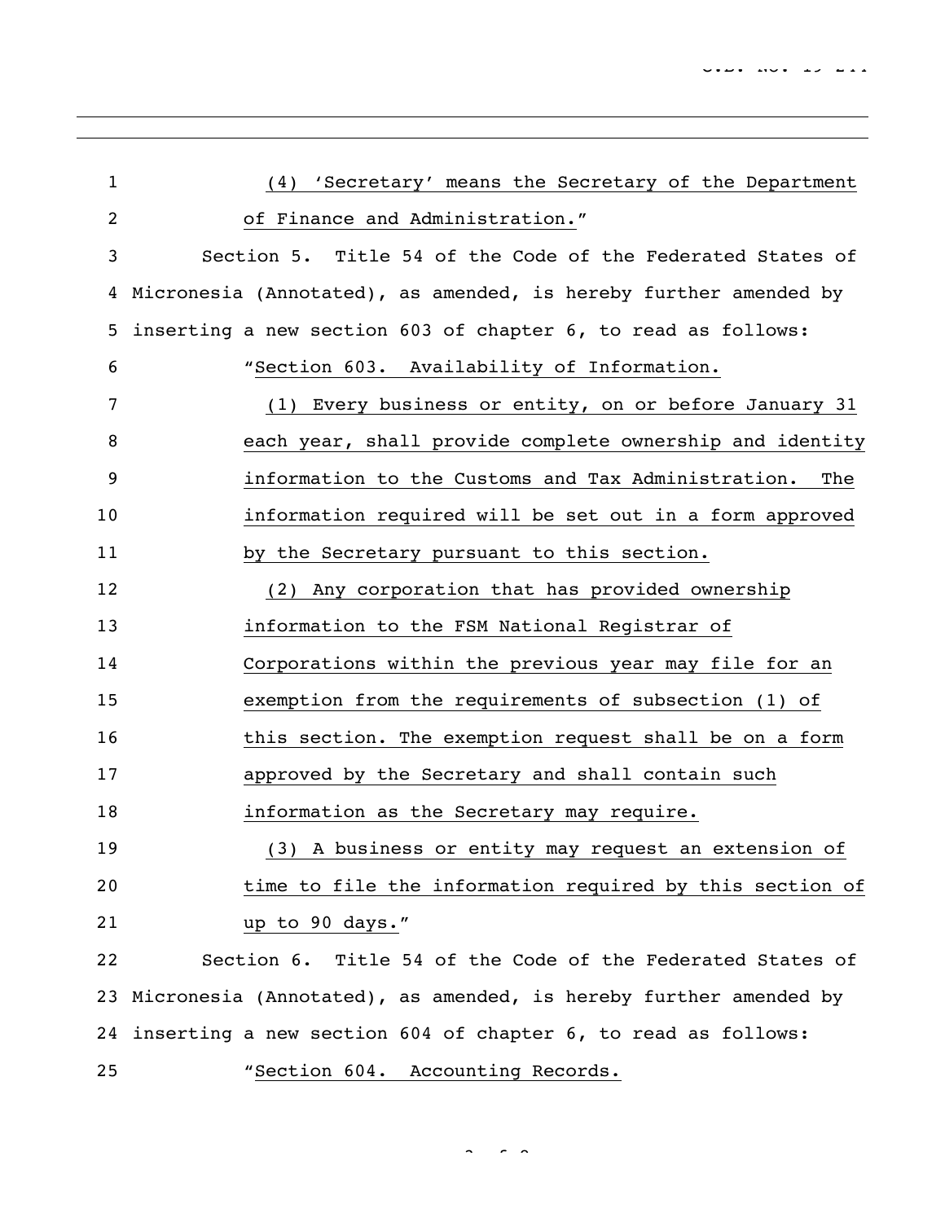(4) 'Secretary' means the Secretary of the Department of Finance and Administration."

Section 5. Title 54 of the Code of the Federated States of Micronesia (Annotated), as amended, is hereby further amended by inserting a new section 603 of chapter 6, to read as follows:

"Section 603. Availability of Information.

(1) Every business or entity, on or before January 31 each year, shall provide complete ownership and identity information to the Customs and Tax Administration. The information required will be set out in a form approved by the Secretary pursuant to this section.

(2) Any corporation that has provided ownership information to the FSM National Registrar of Corporations within the previous year may file for an exemption from the requirements of subsection (1) of this section. The exemption request shall be on a form approved by the Secretary and shall contain such information as the Secretary may require.

(3) A business or entity may request an extension of time to file the information required by this section of up to 90 days."

Section 6. Title 54 of the Code of the Federated States of Micronesia (Annotated), as amended, is hereby further amended by inserting a new section 604 of chapter 6, to read as follows:

"Section 604. Accounting Records.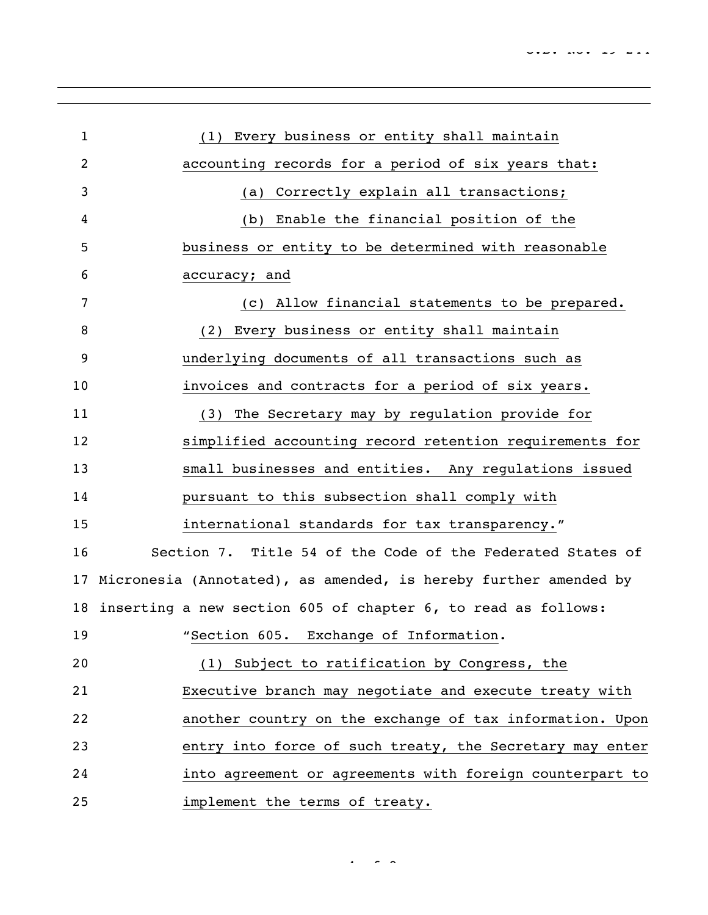(1) Every business or entity shall maintain accounting records for a period of six years that:

(a) Correctly explain all transactions;

(b) Enable the financial position of the business or entity to be determined with reasonable accuracy; and

(c) Allow financial statements to be prepared.

(2) Every business or entity shall maintain underlying documents of all transactions such as invoices and contracts for a period of six years.

(3) The Secretary may by regulation provide for simplified accounting record retention requirements for small businesses and entities. Any regulations issued pursuant to this subsection shall comply with international standards for tax transparency."

Section 7. Title 54 of the Code of the Federated States of Micronesia (Annotated), as amended, is hereby further amended by inserting a new section 605 of chapter 6, to read as follows:

"Section 605. Exchange of Information.

(1) Subject to ratification by Congress, the Executive branch may negotiate and execute treaty with another country on the exchange of tax information. Upon entry into force of such treaty, the Secretary may enter into agreement or agreements with foreign counterpart to implement the terms of treaty.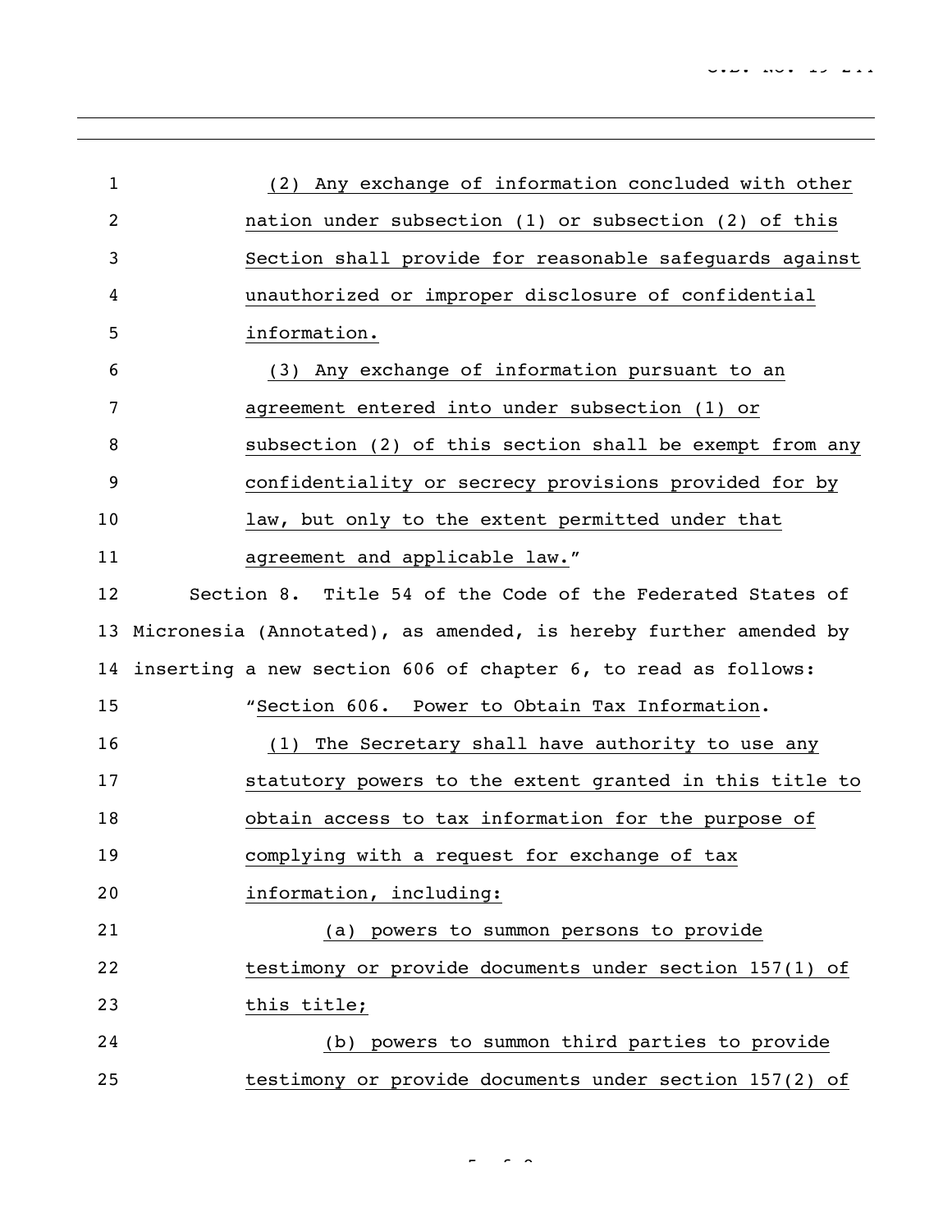(2) Any exchange of information concluded with other nation under subsection (1) or subsection (2) of this Section shall provide for reasonable safeguards against unauthorized or improper disclosure of confidential information.

(3) Any exchange of information pursuant to an agreement entered into under subsection (1) or subsection (2) of this section shall be exempt from any confidentiality or secrecy provisions provided for by law, but only to the extent permitted under that agreement and applicable law."

Section 8. Title 54 of the Code of the Federated States of Micronesia (Annotated), as amended, is hereby further amended by inserting a new section 606 of chapter 6, to read as follows:

"Section 606. Power to Obtain Tax Information.

(1) The Secretary shall have authority to use any statutory powers to the extent granted in this title to obtain access to tax information for the purpose of complying with a request for exchange of tax information, including:

(a) powers to summon persons to provide testimony or provide documents under section 157(1) of this title;

(b) powers to summon third parties to provide testimony or provide documents under section 157(2) of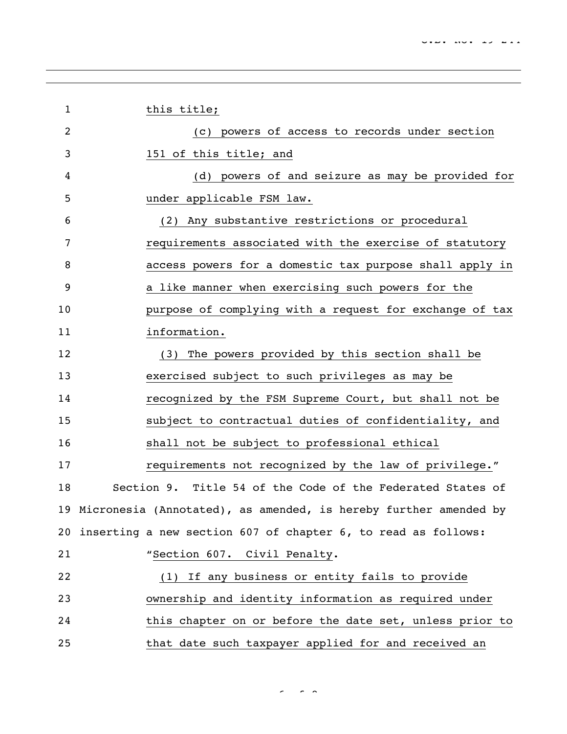this title;

(c) powers of access to records under section 151 of this title; and

(d) powers of and seizure as may be provided for under applicable FSM law.

(2) Any substantive restrictions or procedural requirements associated with the exercise of statutory access powers for a domestic tax purpose shall apply in a like manner when exercising such powers for the purpose of complying with a request for exchange of tax information.

(3) The powers provided by this section shall be exercised subject to such privileges as may be recognized by the FSM Supreme Court, but shall not be subject to contractual duties of confidentiality, and shall not be subject to professional ethical requirements not recognized by the law of privilege."

Section 9. Title 54 of the Code of the Federated States of Micronesia (Annotated), as amended, is hereby further amended by inserting a new section 607 of chapter 6, to read as follows:

"Section 607. Civil Penalty.

(1) If any business or entity fails to provide ownership and identity information as required under this chapter on or before the date set, unless prior to that date such taxpayer applied for and received an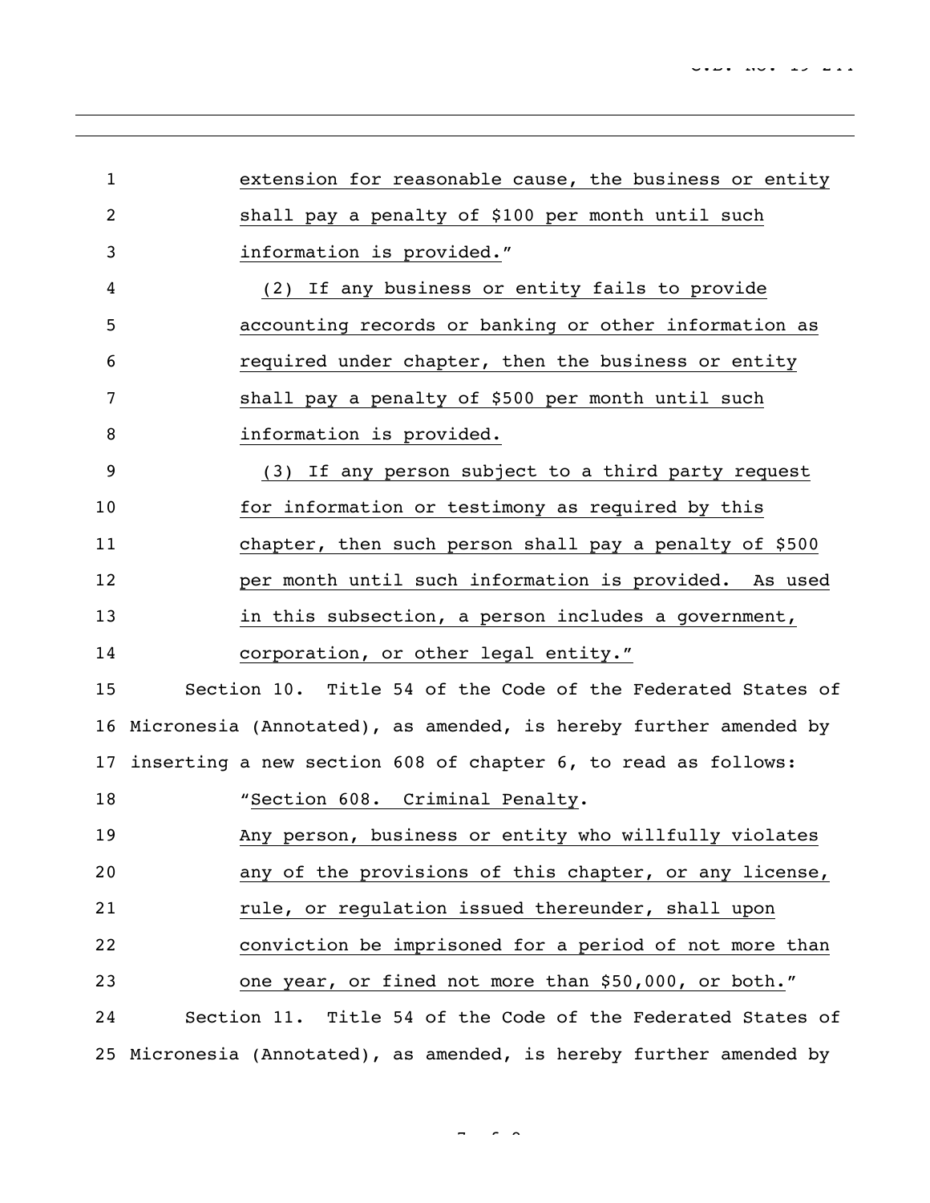extension for reasonable cause, the business or entity shall pay a penalty of $100 per month until such information is provided."

(2) If any business or entity fails to provide accounting records or banking or other information as required under chapter, then the business or entity shall pay a penalty of $500 per month until such information is provided.

(3) If any person subject to a third party request for information or testimony as required by this chapter, then such person shall pay a penalty of $500 per month until such information is provided. As used in this subsection, a person includes a government, corporation, or other legal entity."

Section 10. Title 54 of the Code of the Federated States of Micronesia (Annotated), as amended, is hereby further amended by inserting a new section 608 of chapter 6, to read as follows:

"Section 608. Criminal Penalty.

Any person, business or entity who willfully violates any of the provisions of this chapter, or any license, rule, or regulation issued thereunder, shall upon conviction be imprisoned for a period of not more than one year, or fined not more than $50,000, or both."

Section 11. Title 54 of the Code of the Federated States of Micronesia (Annotated), as amended, is hereby further amended by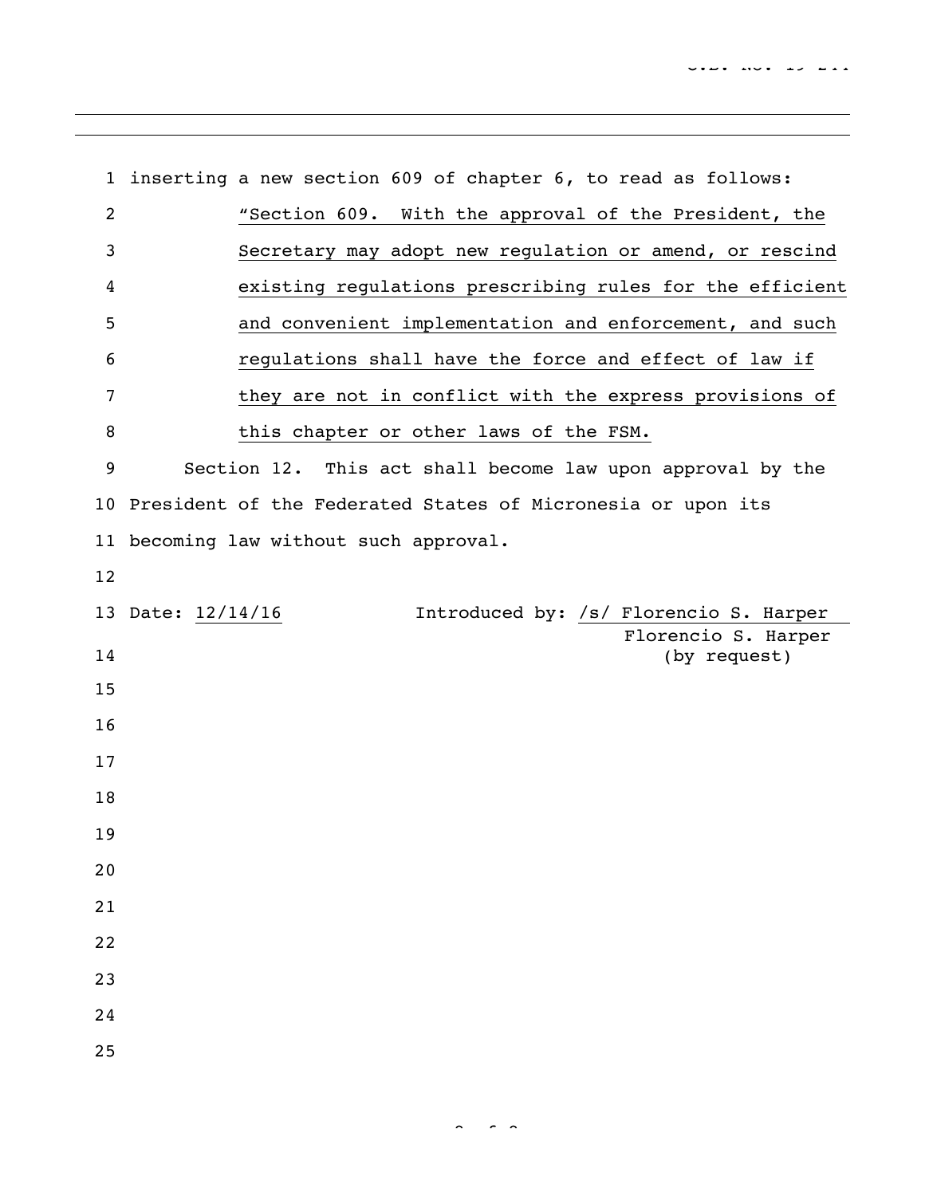inserting a new section 609 of chapter 6, to read as follows:

"Section 609. With the approval of the President, the Secretary may adopt new regulation or amend, or rescind existing regulations prescribing rules for the efficient and convenient implementation and enforcement, and such regulations shall have the force and effect of law if they are not in conflict with the express provisions of this chapter or other laws of the FSM.

Section 12. This act shall become law upon approval by the President of the Federated States of Micronesia or upon its becoming law without such approval.

Date: 12/14/16

Introduced by: /s/ Florencio S. Harper
Florencio S. Harper
(by request)